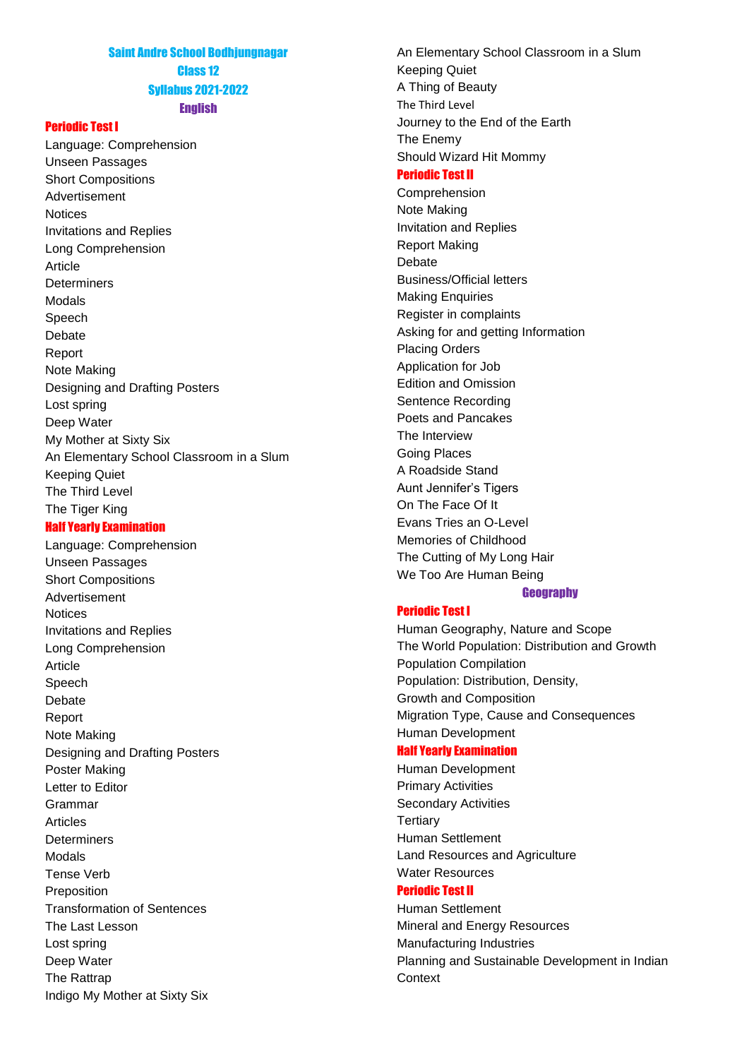# Saint Andre School Bodhjungnagar
## Class 12
## Syllabus 2021-2022

### English

#### Periodic Test I

Language: Comprehension
Unseen Passages
Short Compositions
Advertisement
Notices
Invitations and Replies
Long Comprehension
Article
Determiners
Modals
Speech
Debate
Report
Note Making
Designing and Drafting Posters
Lost spring
Deep Water
My Mother at Sixty Six
An Elementary School Classroom in a Slum
Keeping Quiet
The Third Level
The Tiger King

#### Half Yearly Examination

Language: Comprehension
Unseen Passages
Short Compositions
Advertisement
Notices
Invitations and Replies
Long Comprehension
Article
Speech
Debate
Report
Note Making
Designing and Drafting Posters
Poster Making
Letter to Editor
Grammar
Articles
Determiners
Modals
Tense Verb
Preposition
Transformation of Sentences
The Last Lesson
Lost spring
Deep Water
The Rattrap
Indigo My Mother at Sixty Six
An Elementary School Classroom in a Slum
Keeping Quiet
A Thing of Beauty
The Third Level
Journey to the End of the Earth
The Enemy
Should Wizard Hit Mommy

#### Periodic Test II

Comprehension
Note Making
Invitation and Replies
Report Making
Debate
Business/Official letters
Making Enquiries
Register in complaints
Asking for and getting Information
Placing Orders
Application for Job
Edition and Omission
Sentence Recording
Poets and Pancakes
The Interview
Going Places
A Roadside Stand
Aunt Jennifer's Tigers
On The Face Of It
Evans Tries an O-Level
Memories of Childhood
The Cutting of My Long Hair
We Too Are Human Being

### Geography

#### Periodic Test I

Human Geography, Nature and Scope
The World Population: Distribution and Growth
Population Compilation
Population: Distribution, Density,
Growth and Composition
Migration Type, Cause and Consequences
Human Development

#### Half Yearly Examination

Human Development
Primary Activities
Secondary Activities
Tertiary
Human Settlement
Land Resources and Agriculture
Water Resources

#### Periodic Test II

Human Settlement
Mineral and Energy Resources
Manufacturing Industries
Planning and Sustainable Development in Indian Context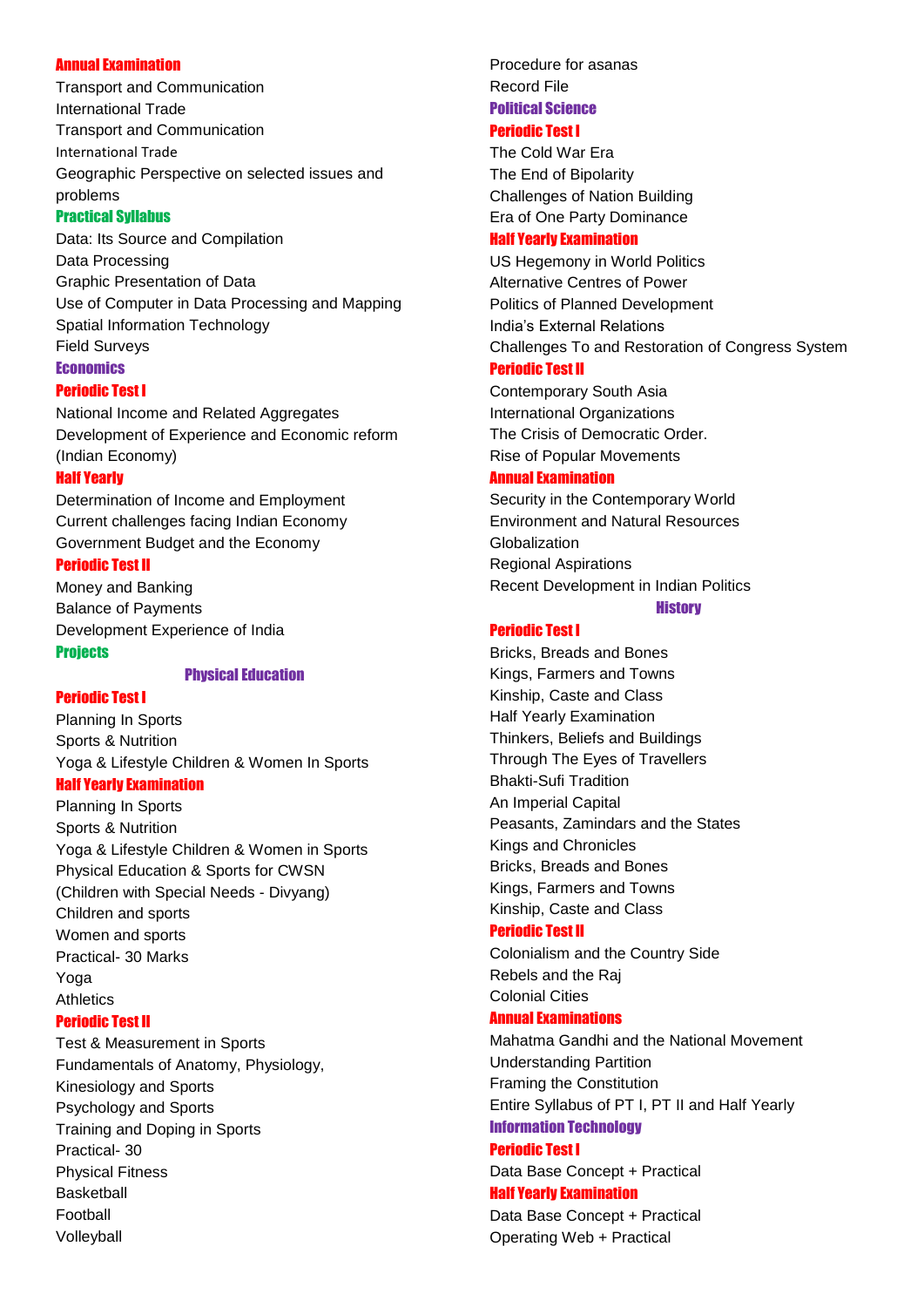### Annual Examination

Transport and Communication
International Trade
Transport and Communication
International Trade
Geographic Perspective on selected issues and problems

### Practical Syllabus

Data: Its Source and Compilation
Data Processing
Graphic Presentation of Data
Use of Computer in Data Processing and Mapping
Spatial Information Technology
Field Surveys

## Economics

### Periodic Test I

National Income and Related Aggregates
Development of Experience and Economic reform (Indian Economy)

### Half Yearly

Determination of Income and Employment
Current challenges facing Indian Economy
Government Budget and the Economy

### Periodic Test II

Money and Banking
Balance of Payments
Development Experience of India

### Projects

## Physical Education

### Periodic Test I

Planning In Sports
Sports & Nutrition
Yoga & Lifestyle Children & Women In Sports

### Half Yearly Examination

Planning In Sports
Sports & Nutrition
Yoga & Lifestyle Children & Women in Sports
Physical Education & Sports for CWSN
(Children with Special Needs - Divyang)
Children and sports
Women and sports
Practical- 30 Marks
Yoga
Athletics

### Periodic Test II

Test & Measurement in Sports
Fundamentals of Anatomy, Physiology, Kinesiology and Sports
Psychology and Sports
Training and Doping in Sports
Practical- 30
Physical Fitness
Basketball
Football
Volleyball
Procedure for asanas
Record File

## Political Science

### Periodic Test I

The Cold War Era
The End of Bipolarity
Challenges of Nation Building
Era of One Party Dominance

### Half Yearly Examination

US Hegemony in World Politics
Alternative Centres of Power
Politics of Planned Development
India's External Relations
Challenges To and Restoration of Congress System

### Periodic Test II

Contemporary South Asia
International Organizations
The Crisis of Democratic Order.
Rise of Popular Movements

### Annual Examination

Security in the Contemporary World
Environment and Natural Resources
Globalization
Regional Aspirations
Recent Development in Indian Politics

## History

### Periodic Test I

Bricks, Breads and Bones
Kings, Farmers and Towns
Kinship, Caste and Class
Half Yearly Examination
Thinkers, Beliefs and Buildings
Through The Eyes of Travellers
Bhakti-Sufi Tradition
An Imperial Capital
Peasants, Zamindars and the States
Kings and Chronicles
Bricks, Breads and Bones
Kings, Farmers and Towns
Kinship, Caste and Class

### Periodic Test II

Colonialism and the Country Side
Rebels and the Raj
Colonial Cities

### Annual Examinations

Mahatma Gandhi and the National Movement
Understanding Partition
Framing the Constitution
Entire Syllabus of PT I, PT II and Half Yearly

## Information Technology

### Periodic Test I

Data Base Concept + Practical

### Half Yearly Examination

Data Base Concept + Practical
Operating Web + Practical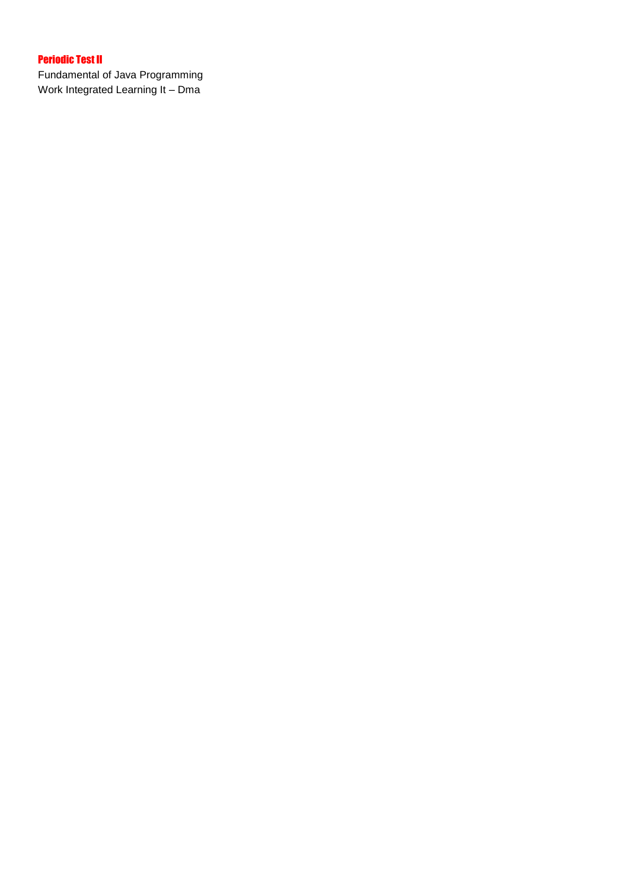## Periodic Test II

Fundamental of Java Programming
Work Integrated Learning It – Dma